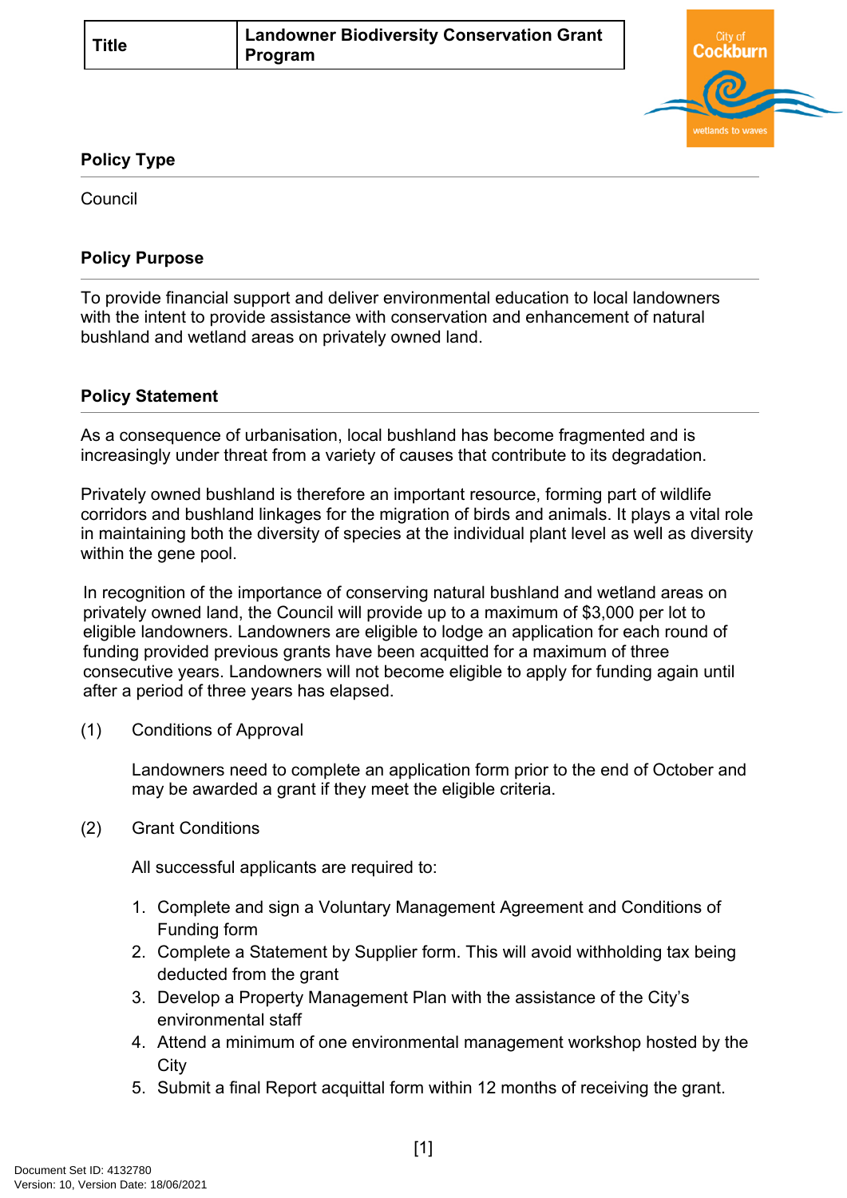| Title | Landowner Biodiversity Conservation Grant Program |
| --- | --- |

## Policy Type

Council

## Policy Purpose

To provide financial support and deliver environmental education to local landowners with the intent to provide assistance with conservation and enhancement of natural bushland and wetland areas on privately owned land.

## Policy Statement

As a consequence of urbanisation, local bushland has become fragmented and is increasingly under threat from a variety of causes that contribute to its degradation.

Privately owned bushland is therefore an important resource, forming part of wildlife corridors and bushland linkages for the migration of birds and animals. It plays a vital role in maintaining both the diversity of species at the individual plant level as well as diversity within the gene pool.

In recognition of the importance of conserving natural bushland and wetland areas on privately owned land, the Council will provide up to a maximum of $3,000 per lot to eligible landowners. Landowners are eligible to lodge an application for each round of funding provided previous grants have been acquitted for a maximum of three consecutive years. Landowners will not become eligible to apply for funding again until after a period of three years has elapsed.

(1) Conditions of Approval

Landowners need to complete an application form prior to the end of October and may be awarded a grant if they meet the eligible criteria.

(2) Grant Conditions

All successful applicants are required to:

1. Complete and sign a Voluntary Management Agreement and Conditions of Funding form
2. Complete a Statement by Supplier form. This will avoid withholding tax being deducted from the grant
3. Develop a Property Management Plan with the assistance of the City's environmental staff
4. Attend a minimum of one environmental management workshop hosted by the City
5. Submit a final Report acquittal form within 12 months of receiving the grant.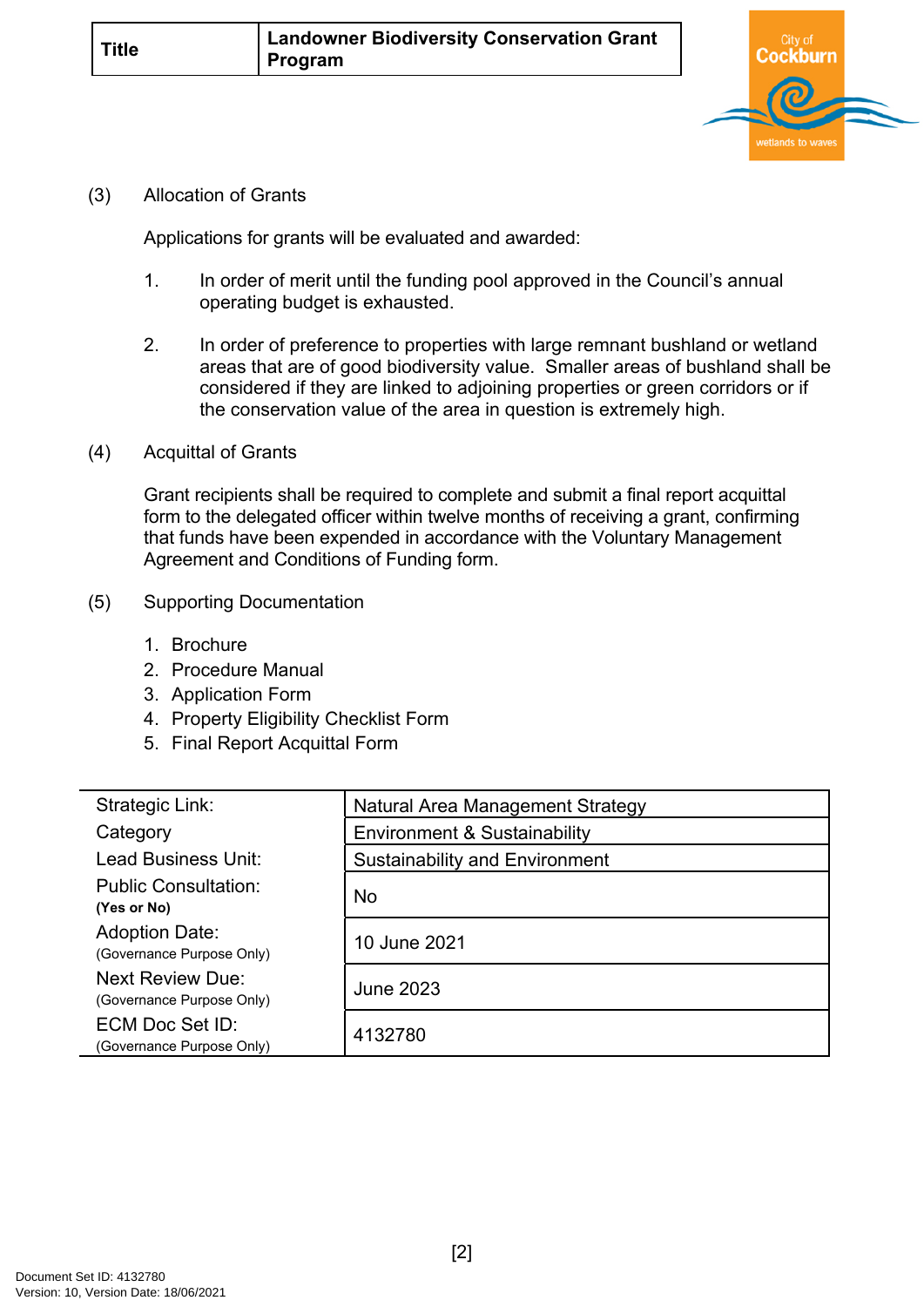| Title | Landowner Biodiversity Conservation Grant Program |
| --- | --- |

(3) Allocation of Grants

Applications for grants will be evaluated and awarded:

1. In order of merit until the funding pool approved in the Council's annual operating budget is exhausted.

2. In order of preference to properties with large remnant bushland or wetland areas that are of good biodiversity value. Smaller areas of bushland shall be considered if they are linked to adjoining properties or green corridors or if the conservation value of the area in question is extremely high.

(4) Acquittal of Grants

Grant recipients shall be required to complete and submit a final report acquittal form to the delegated officer within twelve months of receiving a grant, confirming that funds have been expended in accordance with the Voluntary Management Agreement and Conditions of Funding form.

(5) Supporting Documentation

1. Brochure
2. Procedure Manual
3. Application Form
4. Property Eligibility Checklist Form
5. Final Report Acquittal Form

| | |
| --- | --- |
| Strategic Link: | Natural Area Management Strategy |
| Category | Environment & Sustainability |
| Lead Business Unit: | Sustainability and Environment |
| Public Consultation: **(Yes or No)** | No |
| Adoption Date: (Governance Purpose Only) | 10 June 2021 |
| Next Review Due: (Governance Purpose Only) | June 2023 |
| ECM Doc Set ID: (Governance Purpose Only) | 4132780 |

Document Set ID: 4132780
Version: 10, Version Date: 18/06/2021